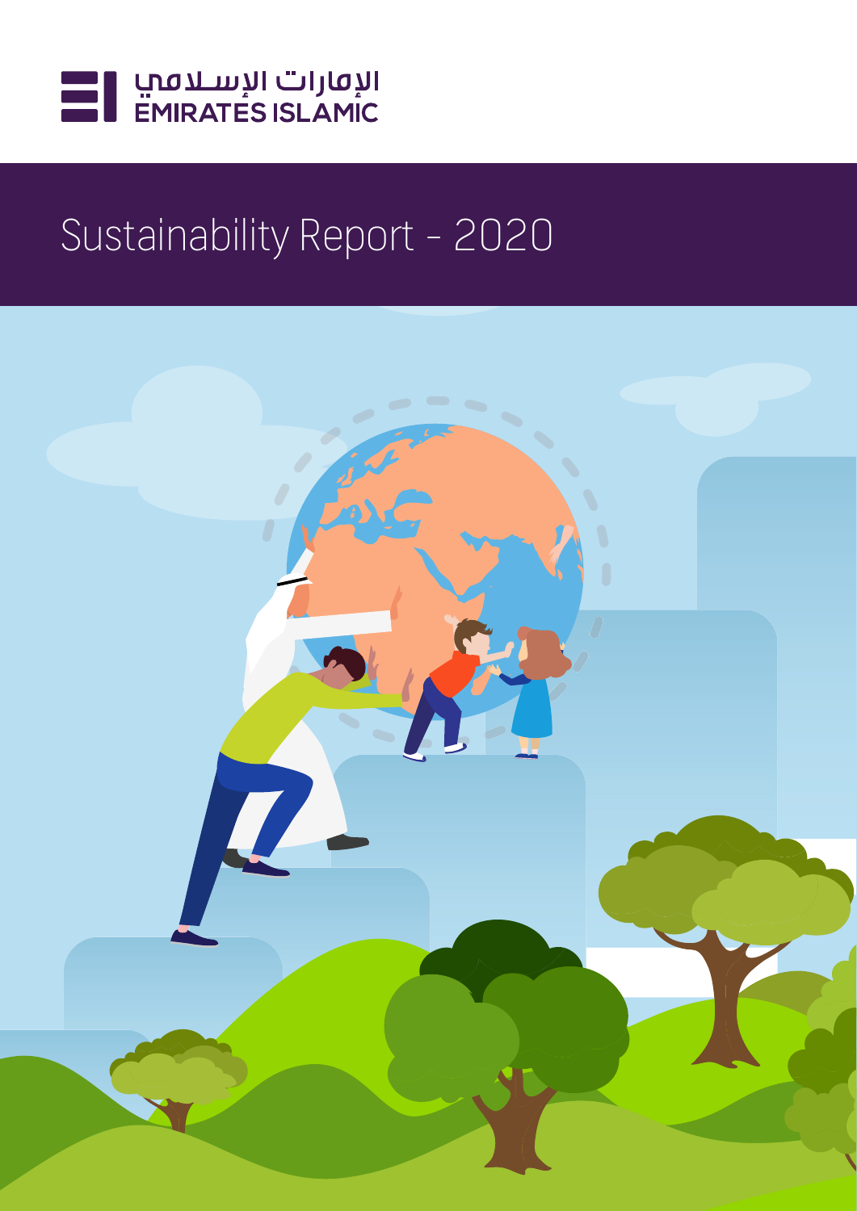الإمارات الإسلامي
EMIRATES ISLAMIC

# Sustainability Report - 2020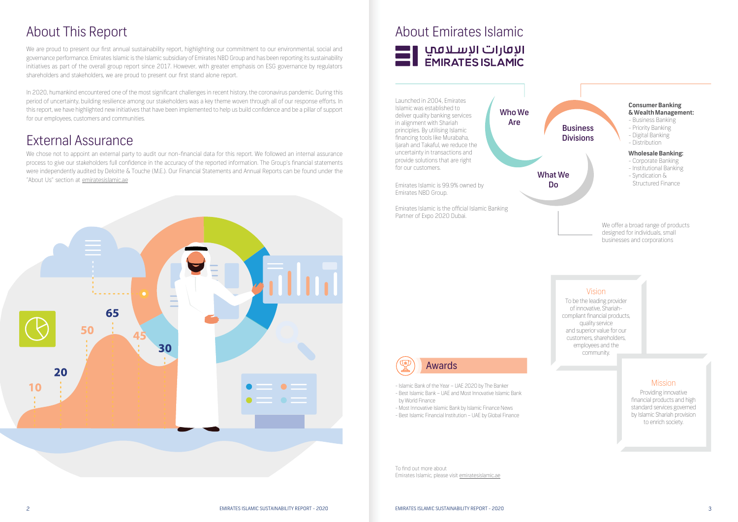# About This Report

We are proud to present our first annual sustainability report, highlighting our commitment to our environmental, social and governance performance. Emirates Islamic is the Islamic subsidiary of Emirates NBD Group and has been reporting its sustainability initiatives as part of the overall group report since 2017. However, with greater emphasis on ESG governance by regulators shareholders and stakeholders, we are proud to present our first stand alone report.

In 2020, humankind encountered one of the most significant challenges in recent history, the coronavirus pandemic. During this period of uncertainty, building resilience among our stakeholders was a key theme woven through all of our response efforts. In this report, we have highlighted new initiatives that have been implemented to help us build confidence and be a pillar of support for our employees, customers and communities.

# External Assurance

We chose not to appoint an external party to audit our non-financial data for this report. We followed an internal assurance process to give our stakeholders full confidence in the accuracy of the reported information. The Group's financial statements were independently audited by Deloitte & Touche (M.E.). Our Financial Statements and Annual Reports can be found under the "About Us" section at emiratesislamic.ae

# About Emirates Islamic

الإمارات الإسلامي
EMIRATES ISLAMIC

## Who We Are

Launched in 2004, Emirates Islamic was established to deliver quality banking services in alignment with Shariah principles. By utilising Islamic financing tools like Murabaha, Ijarah and Takaful, we reduce the uncertainty in transactions and provide solutions that are right for our customers.

Emirates Islamic is 99.9% owned by Emirates NBD Group.

Emirates Islamic is the official Islamic Banking Partner of Expo 2020 Dubai.

## Business Divisions

**Consumer Banking & Wealth Management:**
- Business Banking
- Priority Banking
- Digital Banking
- Distribution

**Wholesale Banking:**
- Corporate Banking
- Institutional Banking
- Syndication & Structured Finance

## What We Do

We offer a broad range of products designed for individuals, small businesses and corporations

## Vision

To be the leading provider of innovative, Shariah-compliant financial products, quality service and superior value for our customers, shareholders, employees and the community.

## Mission

Providing innovative financial products and high standard services governed by Islamic Shariah provision to enrich society.

## Awards

- Islamic Bank of the Year – UAE 2020 by The Banker
- Best Islamic Bank – UAE and Most Innovative Islamic Bank by World Finance
- Most Innovative Islamic Bank by Islamic Finance News
- Best Islamic Financial Institution – UAE by Global Finance

To find out more about Emirates Islamic, please visit emiratesislamic.ae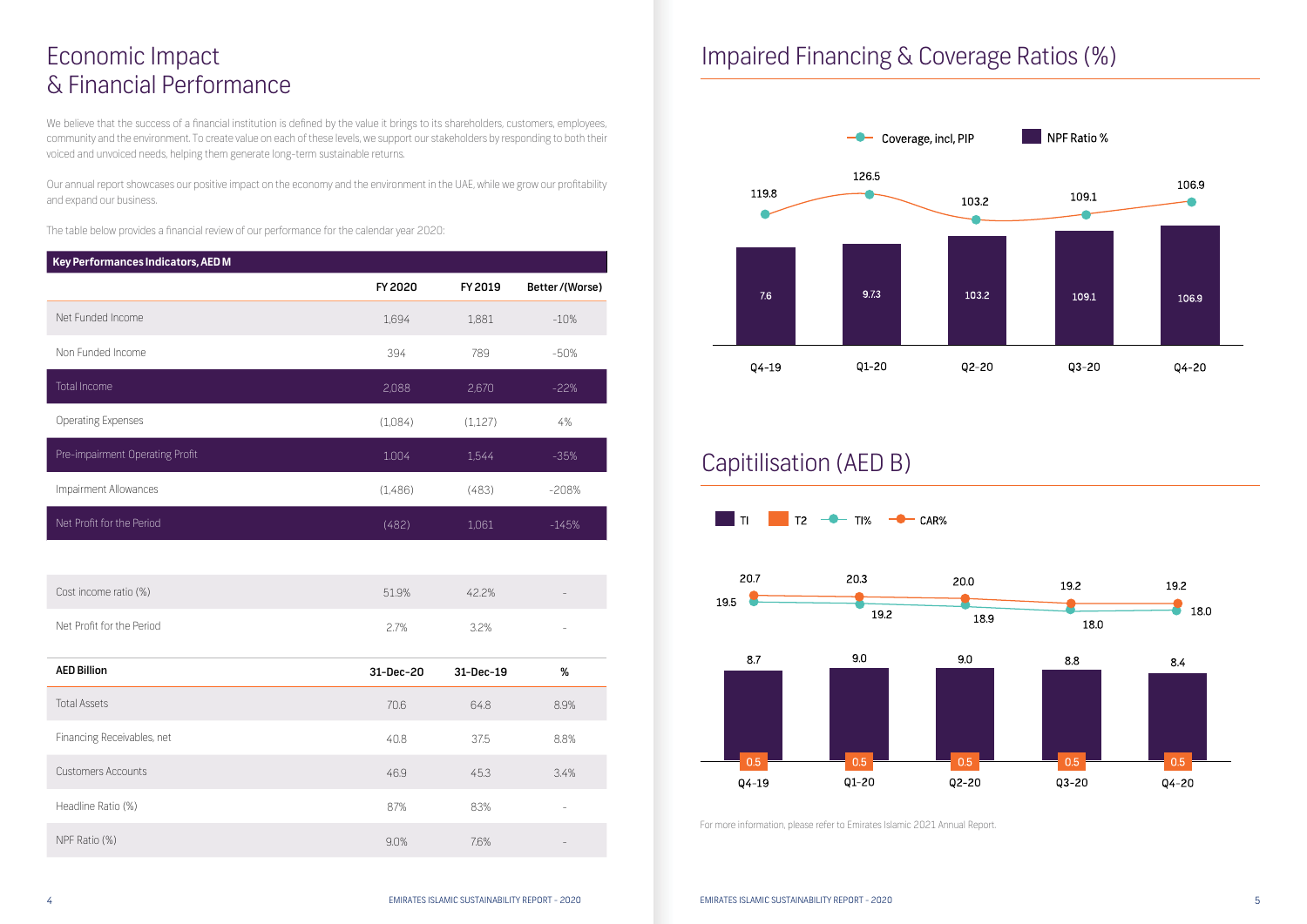# Economic Impact & Financial Performance

We believe that the success of a financial institution is defined by the value it brings to its shareholders, customers, employees, community and the environment. To create value on each of these levels, we support our stakeholders by responding to both their voiced and unvoiced needs, helping them generate long-term sustainable returns.

Our annual report showcases our positive impact on the economy and the environment in the UAE, while we grow our profitability and expand our business.

The table below provides a financial review of our performance for the calendar year 2020:

| Key Performances Indicators, AED M | FY 2020 | FY 2019 | Better /(Worse) |
|---|---|---|---|
| Net Funded Income | 1,694 | 1,881 | -10% |
| Non Funded Income | 394 | 789 | -50% |
| Total Income | 2,088 | 2,670 | -22% |
| Operating Expenses | (1,084) | (1,127) | 4% |
| Pre-impairment Operating Profit | 1,004 | 1,544 | -35% |
| Impairment Allowances | (1,486) | (483) | -208% |
| Net Profit for the Period | (482) | 1,061 | -145% |

| | | | |
|---|---|---|---|
| Cost income ratio (%) | 51.9% | 42.2% | - |
| Net Profit for the Period | 2.7% | 3.2% | - |

| AED Billion | 31-Dec-20 | 31-Dec-19 | % |
|---|---|---|---|
| Total Assets | 70.6 | 64.8 | 8.9% |
| Financing Receivables, net | 40.8 | 37.5 | 8.8% |
| Customers Accounts | 46.9 | 45.3 | 3.4% |
| Headline Ratio (%) | 87% | 83% | - |
| NPF Ratio (%) | 9.0% | 7.6% | - |

## Impaired Financing & Coverage Ratios (%)

| | Q4-19 | Q1-20 | Q2-20 | Q3-20 | Q4-20 |
|---|---|---|---|---|---|
| Coverage, incl, PIP | 119.8 | 126.5 | 103.2 | 109.1 | 106.9 |
| NPF Ratio % | 7.6 | 9.73 | 103.2 | 109.1 | 106.9 |

## Capitilisation (AED B)

| | Q4-19 | Q1-20 | Q2-20 | Q3-20 | Q4-20 |
|---|---|---|---|---|---|
| TI | 8.7 | 9.0 | 9.0 | 8.8 | 8.4 |
| T2 | 0.5 | 0.5 | 0.5 | 0.5 | 0.5 |
| TI% | 19.5 | 19.2 | 18.9 | 18.0 | 18.0 |
| CAR% | 20.7 | 20.3 | 20.0 | 19.2 | 19.2 |

For more information, please refer to Emirates Islamic 2021 Annual Report.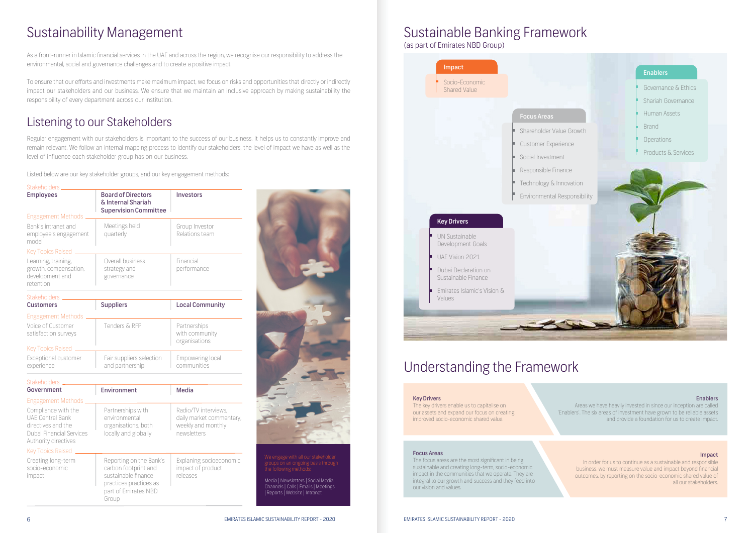# Sustainability Management

As a front-runner in Islamic financial services in the UAE and across the region, we recognise our responsibility to address the environmental, social and governance challenges and to create a positive impact.

To ensure that our efforts and investments make maximum impact, we focus on risks and opportunities that directly or indirectly impact our stakeholders and our business. We ensure that we maintain an inclusive approach by making sustainability the responsibility of every department across our institution.

## Listening to our Stakeholders

Regular engagement with our stakeholders is important to the success of our business. It helps us to constantly improve and remain relevant. We follow an internal mapping process to identify our stakeholders, the level of impact we have as well as the level of influence each stakeholder group has on our business.

Listed below are our key stakeholder groups, and our key engagement methods:

| Stakeholders | Employees | Board of Directors & Internal Shariah Supervision Committee | Investors |
|---|---|---|---|
| Engagement Methods | Bank's intranet and employee's engagement model | Meetings held quarterly | Group Investor Relations team |
| Key Topics Raised | Learning, training, growth, compensation, development and retention | Overall business strategy and governance | Financial performance |

| Stakeholders | Customers | Suppliers | Local Community |
|---|---|---|---|
| Engagement Methods | Voice of Customer satisfaction surveys | Tenders & RFP | Partnerships with community organisations |
| Key Topics Raised | Exceptional customer experience | Fair suppliers selection and partnership | Empowering local communities |

| Stakeholders | Government | Environment | Media |
|---|---|---|---|
| Engagement Methods | Compliance with the UAE Central Bank directives and the Dubai Financial Services Authority directives | Partnerships with environmental organisations, both locally and globally | Radio/TV interviews, daily market commentary, weekly and monthly newsletters |
| Key Topics Raised | Creating long-term socio-economic impact | Reporting on the Bank's carbon footprint and sustainable finance practices as part of Emirates NBD Group | Explaining socioeconomic impact of product releases |

We engage with all our stakeholder groups on an ongoing basis through the following methods:

Media | Newsletters | Social Media Channels | Calls | Emails | Meetings | Reports | Website | Intranet

# Sustainable Banking Framework

(as part of Emirates NBD Group)

**Impact**
- Socio-Economic Shared Value

**Enablers**
- Governance & Ethics
- Shariah Governance
- Human Assets
- Brand
- Operations
- Products & Services

**Focus Areas**
- Shareholder Value Growth
- Customer Experience
- Social Investment
- Responsible Finance
- Technology & Innovation
- Environmental Responsibility

**Key Drivers**
- UN Sustainable Development Goals
- UAE Vision 2021
- Dubai Declaration on Sustainable Finance
- Emirates Islamic's Vision & Values

# Understanding the Framework

**Key Drivers**
The key drivers enable us to capitalise on our assets and expand our focus on creating improved socio-economic shared value.

**Enablers**
Areas we have heavily invested in since our inception are called 'Enablers'. The six areas of investment have grown to be reliable assets and provide a foundation for us to create impact.

**Focus Areas**
The focus areas are the most significant in being sustainable and creating long-term, socio-economic impact in the communities that we operate. They are integral to our growth and success and they feed into our vision and values.

**Impact**
In order for us to continue as a sustainable and responsible business, we must measure value and impact beyond financial outcomes, by reporting on the socio-economic shared value of all our stakeholders.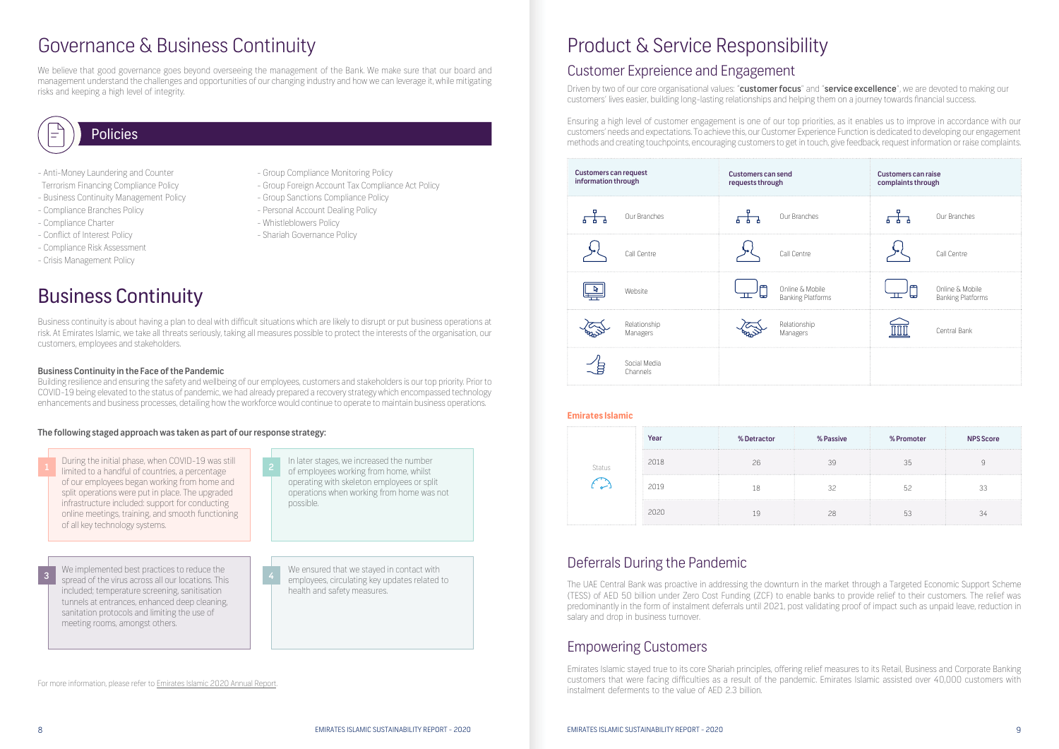# Governance & Business Continuity

We believe that good governance goes beyond overseeing the management of the Bank. We make sure that our board and management understand the challenges and opportunities of our changing industry and how we can leverage it, while mitigating risks and keeping a high level of integrity.

## Policies

- Anti-Money Laundering and Counter Terrorism Financing Compliance Policy
- Business Continuity Management Policy
- Compliance Branches Policy
- Compliance Charter
- Conflict of Interest Policy
- Compliance Risk Assessment
- Crisis Management Policy
- Group Compliance Monitoring Policy
- Group Foreign Account Tax Compliance Act Policy
- Group Sanctions Compliance Policy
- Personal Account Dealing Policy
- Whistleblowers Policy
- Shariah Governance Policy

# Business Continuity

Business continuity is about having a plan to deal with difficult situations which are likely to disrupt or put business operations at risk. At Emirates Islamic, we take all threats seriously, taking all measures possible to protect the interests of the organisation, our customers, employees and stakeholders.

**Business Continuity in the Face of the Pandemic**

Building resilience and ensuring the safety and wellbeing of our employees, customers and stakeholders is our top priority. Prior to COVID-19 being elevated to the status of pandemic, we had already prepared a recovery strategy which encompassed technology enhancements and business processes, detailing how the workforce would continue to operate to maintain business operations.

**The following staged approach was taken as part of our response strategy:**

1. During the initial phase, when COVID-19 was still limited to a handful of countries, a percentage of our employees began working from home and split operations were put in place. The upgraded infrastructure included: support for conducting online meetings, training, and smooth functioning of all key technology systems.
2. In later stages, we increased the number of employees working from home, whilst operating with skeleton employees or split operations when working from home was not possible.
3. We implemented best practices to reduce the spread of the virus across all our locations. This included; temperature screening, sanitisation tunnels at entrances, enhanced deep cleaning, sanitation protocols and limiting the use of meeting rooms, amongst others.
4. We ensured that we stayed in contact with employees, circulating key updates related to health and safety measures.

For more information, please refer to Emirates Islamic 2020 Annual Report.

# Product & Service Responsibility

## Customer Expreience and Engagement

Driven by two of our core organisational values: "**customer focus**" and "**service excellence**", we are devoted to making our customers' lives easier, building long-lasting relationships and helping them on a journey towards financial success.

Ensuring a high level of customer engagement is one of our top priorities, as it enables us to improve in accordance with our customers' needs and expectations. To achieve this, our Customer Experience Function is dedicated to developing our engagement methods and creating touchpoints, encouraging customers to get in touch, give feedback, request information or raise complaints.

| Customers can request information through | Customers can send requests through | Customers can raise complaints through |
|---|---|---|
| Our Branches | Our Branches | Our Branches |
| Call Centre | Call Centre | Call Centre |
| Website | Online & Mobile Banking Platforms | Online & Mobile Banking Platforms |
| Relationship Managers | Relationship Managers | Central Bank |
| Social Media Channels | | |

**Emirates Islamic**

| Status | Year | % Detractor | % Passive | % Promoter | NPS Score |
|---|---|---|---|---|---|
| | 2018 | 26 | 39 | 35 | 9 |
| | 2019 | 18 | 32 | 52 | 33 |
| | 2020 | 19 | 28 | 53 | 34 |

## Deferrals During the Pandemic

The UAE Central Bank was proactive in addressing the downturn in the market through a Targeted Economic Support Scheme (TESS) of AED 50 billion under Zero Cost Funding (ZCF) to enable banks to provide relief to their customers. The relief was predominantly in the form of instalment deferrals until 2021, post validating proof of impact such as unpaid leave, reduction in salary and drop in business turnover.

## Empowering Customers

Emirates Islamic stayed true to its core Shariah principles, offering relief measures to its Retail, Business and Corporate Banking customers that were facing difficulties as a result of the pandemic. Emirates Islamic assisted over 40,000 customers with instalment deferments to the value of AED 2.3 billion.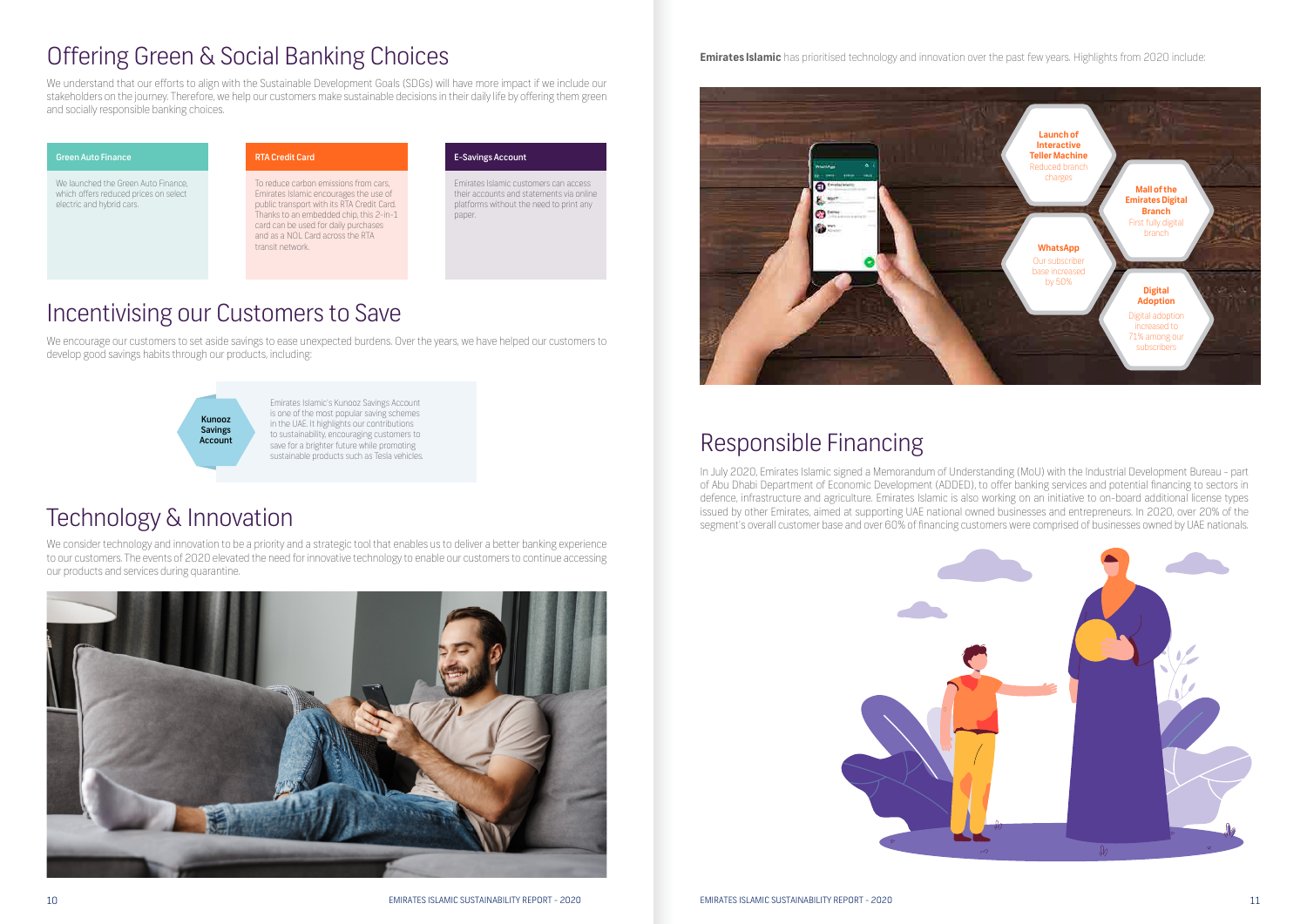## Offering Green & Social Banking Choices

We understand that our efforts to align with the Sustainable Development Goals (SDGs) will have more impact if we include our stakeholders on the journey. Therefore, we help our customers make sustainable decisions in their daily life by offering them green and socially responsible banking choices.

**Green Auto Finance**

We launched the Green Auto Finance, which offers reduced prices on select electric and hybrid cars.

**RTA Credit Card**

To reduce carbon emissions from cars, Emirates Islamic encourages the use of public transport with its RTA Credit Card. Thanks to an embedded chip, this 2-in-1 card can be used for daily purchases and as a NOL Card across the RTA transit network.

**E-Savings Account**

Emirates Islamic customers can access their accounts and statements via online platforms without the need to print any paper.

## Incentivising our Customers to Save

We encourage our customers to set aside savings to ease unexpected burdens. Over the years, we have helped our customers to develop good savings habits through our products, including:

**Kunooz Savings Account**

Emirates Islamic's Kunooz Savings Account is one of the most popular saving schemes in the UAE. It highlights our contributions to sustainability, encouraging customers to save for a brighter future while promoting sustainable products such as Tesla vehicles.

## Technology & Innovation

We consider technology and innovation to be a priority and a strategic tool that enables us to deliver a better banking experience to our customers. The events of 2020 elevated the need for innovative technology to enable our customers to continue accessing our products and services during quarantine.

**Emirates Islamic** has prioritised technology and innovation over the past few years. Highlights from 2020 include:

- **Launch of Interactive Teller Machine** – Reduced branch charges
- **Mall of the Emirates Digital Branch** – First fully digital branch
- **WhatsApp** – Our subscriber base increased by 50%
- **Digital Adoption** – Digital adoption increased to 71% among our subscribers

## Responsible Financing

In July 2020, Emirates Islamic signed a Memorandum of Understanding (MoU) with the Industrial Development Bureau - part of Abu Dhabi Department of Economic Development (ADDED), to offer banking services and potential financing to sectors in defence, infrastructure and agriculture. Emirates Islamic is also working on an initiative to on-board additional license types issued by other Emirates, aimed at supporting UAE national owned businesses and entrepreneurs. In 2020, over 20% of the segment's overall customer base and over 60% of financing customers were comprised of businesses owned by UAE nationals.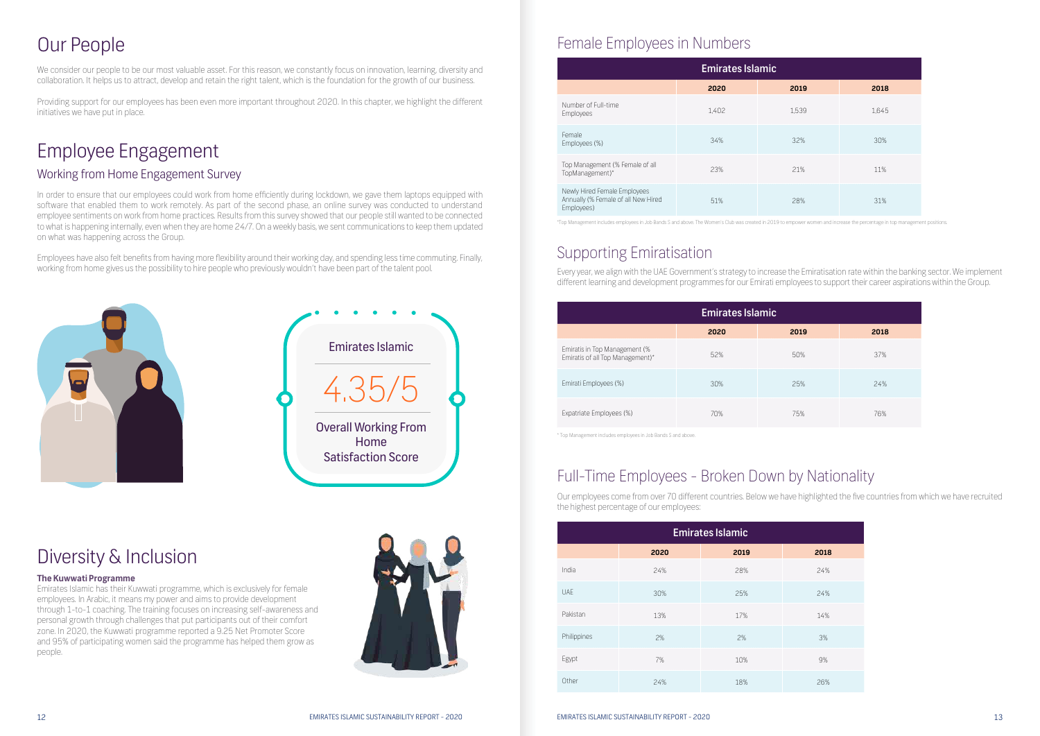# Our People

We consider our people to be our most valuable asset. For this reason, we constantly focus on innovation, learning, diversity and collaboration. It helps us to attract, develop and retain the right talent, which is the foundation for the growth of our business.

Providing support for our employees has been even more important throughout 2020. In this chapter, we highlight the different initiatives we have put in place.

# Employee Engagement

## Working from Home Engagement Survey

In order to ensure that our employees could work from home efficiently during lockdown, we gave them laptops equipped with software that enabled them to work remotely. As part of the second phase, an online survey was conducted to understand employee sentiments on work from home practices. Results from this survey showed that our people still wanted to be connected to what is happening internally, even when they are home 24/7. On a weekly basis, we sent communications to keep them updated on what was happening across the Group.

Employees have also felt benefits from having more flexibility around their working day, and spending less time commuting. Finally, working from home gives us the possibility to hire people who previously wouldn't have been part of the talent pool.

Emirates Islamic

4.35/5

Overall Working From Home Satisfaction Score

# Diversity & Inclusion

**The Kuwwati Programme**

Emirates Islamic has their Kuwwati programme, which is exclusively for female employees. In Arabic, it means my power and aims to provide development through 1-to-1 coaching. The training focuses on increasing self-awareness and personal growth through challenges that put participants out of their comfort zone. In 2020, the Kuwwati programme reported a 9.25 Net Promoter Score and 95% of participating women said the programme has helped them grow as people.

## Female Employees in Numbers

| Emirates Islamic | 2020 | 2019 | 2018 |
|---|---|---|---|
| Number of Full-time Employees | 1,402 | 1,539 | 1,645 |
| Female Employees (%) | 34% | 32% | 30% |
| Top Management (% Female of all TopManagement)* | 23% | 21% | 11% |
| Newly Hired Female Employees Annually (% Female of all New Hired Employees) | 51% | 28% | 31% |

*Top Management includes employees in Job Bands 5 and above. The Women's Club was created in 2019 to empower women and increase the percentage in top management positions.

## Supporting Emiratisation

Every year, we align with the UAE Government's strategy to increase the Emiratisation rate within the banking sector. We implement different learning and development programmes for our Emirati employees to support their career aspirations within the Group.

| Emirates Islamic | 2020 | 2019 | 2018 |
|---|---|---|---|
| Emiratis in Top Management (% Emiratis of all Top Management)* | 52% | 50% | 37% |
| Emirati Employees (%) | 30% | 25% | 24% |
| Expatriate Employees (%) | 70% | 75% | 76% |

* Top Management includes employees in Job Bands 5 and above.

## Full-Time Employees - Broken Down by Nationality

Our employees come from over 70 different countries. Below we have highlighted the five countries from which we have recruited the highest percentage of our employees:

| Emirates Islamic | 2020 | 2019 | 2018 |
|---|---|---|---|
| India | 24% | 28% | 24% |
| UAE | 30% | 25% | 24% |
| Pakistan | 13% | 17% | 14% |
| Philippines | 2% | 2% | 3% |
| Egypt | 7% | 10% | 9% |
| Other | 24% | 18% | 26% |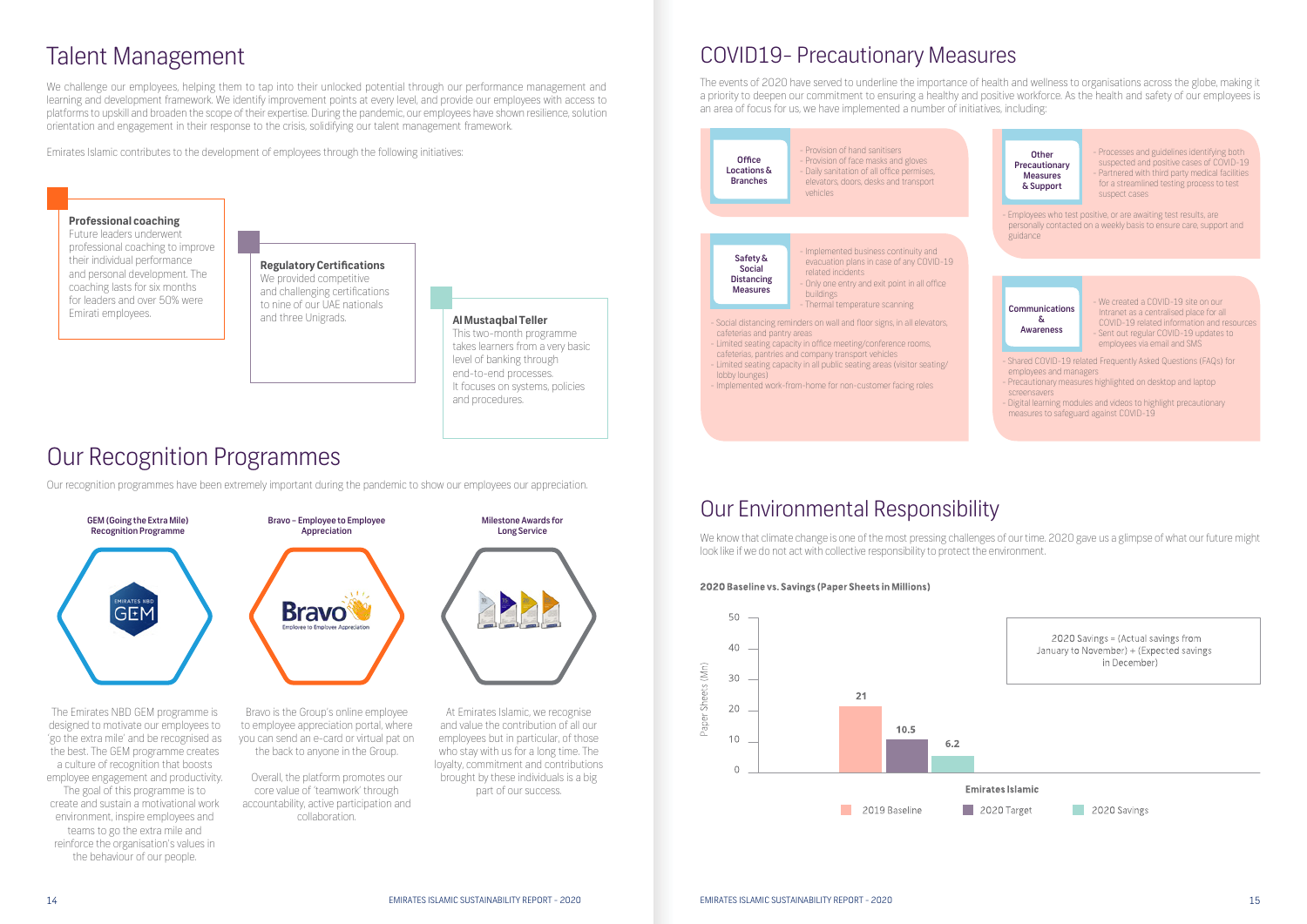# Talent Management

We challenge our employees, helping them to tap into their unlocked potential through our performance management and learning and development framework. We identify improvement points at every level, and provide our employees with access to platforms to upskill and broaden the scope of their expertise. During the pandemic, our employees have shown resilience, solution orientation and engagement in their response to the crisis, solidifying our talent management framework.

Emirates Islamic contributes to the development of employees through the following initiatives:

**Professional coaching**
Future leaders underwent professional coaching to improve their individual performance and personal development. The coaching lasts for six months for leaders and over 50% were Emirati employees.

**Regulatory Certifications**
We provided competitive and challenging certifications to nine of our UAE nationals and three Unigrads.

**Al Mustaqbal Teller**
This two-month programme takes learners from a very basic level of banking through end-to-end processes. It focuses on systems, policies and procedures.

# Our Recognition Programmes

Our recognition programmes have been extremely important during the pandemic to show our employees our appreciation.

**GEM (Going the Extra Mile) Recognition Programme**

The Emirates NBD GEM programme is designed to motivate our employees to 'go the extra mile' and be recognised as the best. The GEM programme creates a culture of recognition that boosts employee engagement and productivity. The goal of this programme is to create and sustain a motivational work environment, inspire employees and teams to go the extra mile and reinforce the organisation's values in the behaviour of our people.

**Bravo – Employee to Employee Appreciation**

Bravo is the Group's online employee to employee appreciation portal, where you can send an e-card or virtual pat on the back to anyone in the Group.

Overall, the platform promotes our core value of 'teamwork' through accountability, active participation and collaboration.

**Milestone Awards for Long Service**

At Emirates Islamic, we recognise and value the contribution of all our employees but in particular, of those who stay with us for a long time. The loyalty, commitment and contributions brought by these individuals is a big part of our success.

# COVID19- Precautionary Measures

The events of 2020 have served to underline the importance of health and wellness to organisations across the globe, making it a priority to deepen our commitment to ensuring a healthy and positive workforce. As the health and safety of our employees is an area of focus for us, we have implemented a number of initiatives, including:

**Office Locations & Branches**
- Provision of hand sanitisers
- Provision of face masks and gloves
- Daily sanitation of all office permises, elevators, doors, desks and transport vehicles

**Safety & Social Distancing Measures**
- Implemented business continuity and evacuation plans in case of any COVID-19 related incidents
- Only one entry and exit point in all office buildings
- Thermal temperature scanning
- Social distancing reminders on wall and floor signs, in all elevators, cafeterias and pantry areas
- Limited seating capacity in office meeting/conference rooms, cafeterias, pantries and company transport vehicles
- Limited seating capacity in all public seating areas (visitor seating/lobby lounges)
- Implemented work-from-home for non-customer facing roles

**Other Precautionary Measures & Support**
- Processes and guidelines identifying both suspected and positive cases of COVID-19
- Partnered with third party medical facilities for a streamlined testing process to test suspect cases
- Employees who test positive, or are awaiting test results, are personally contacted on a weekly basis to ensure care, support and guidance

**Communications & Awareness**
- We created a COVID-19 site on our Intranet as a centralised place for all COVID-19 related information and resources
- Sent out regular COVID-19 updates to employees via email and SMS
- Shared COVID-19 related Frequently Asked Questions (FAQs) for employees and managers
- Precautionary measures highlighted on desktop and laptop screensavers
- Digital learning modules and videos to highlight precautionary measures to safeguard against COVID-19

# Our Environmental Responsibility

We know that climate change is one of the most pressing challenges of our time. 2020 gave us a glimpse of what our future might look like if we do not act with collective responsibility to protect the environment.

**2020 Baseline vs. Savings (Paper Sheets in Millions)**

| Emirates Islamic | Paper Sheets (Mn) |
|---|---|
| 2019 Baseline | 21 |
| 2020 Target | 10.5 |
| 2020 Savings | 6.2 |

2020 Savings = (Actual savings from January to November) + (Expected savings in December)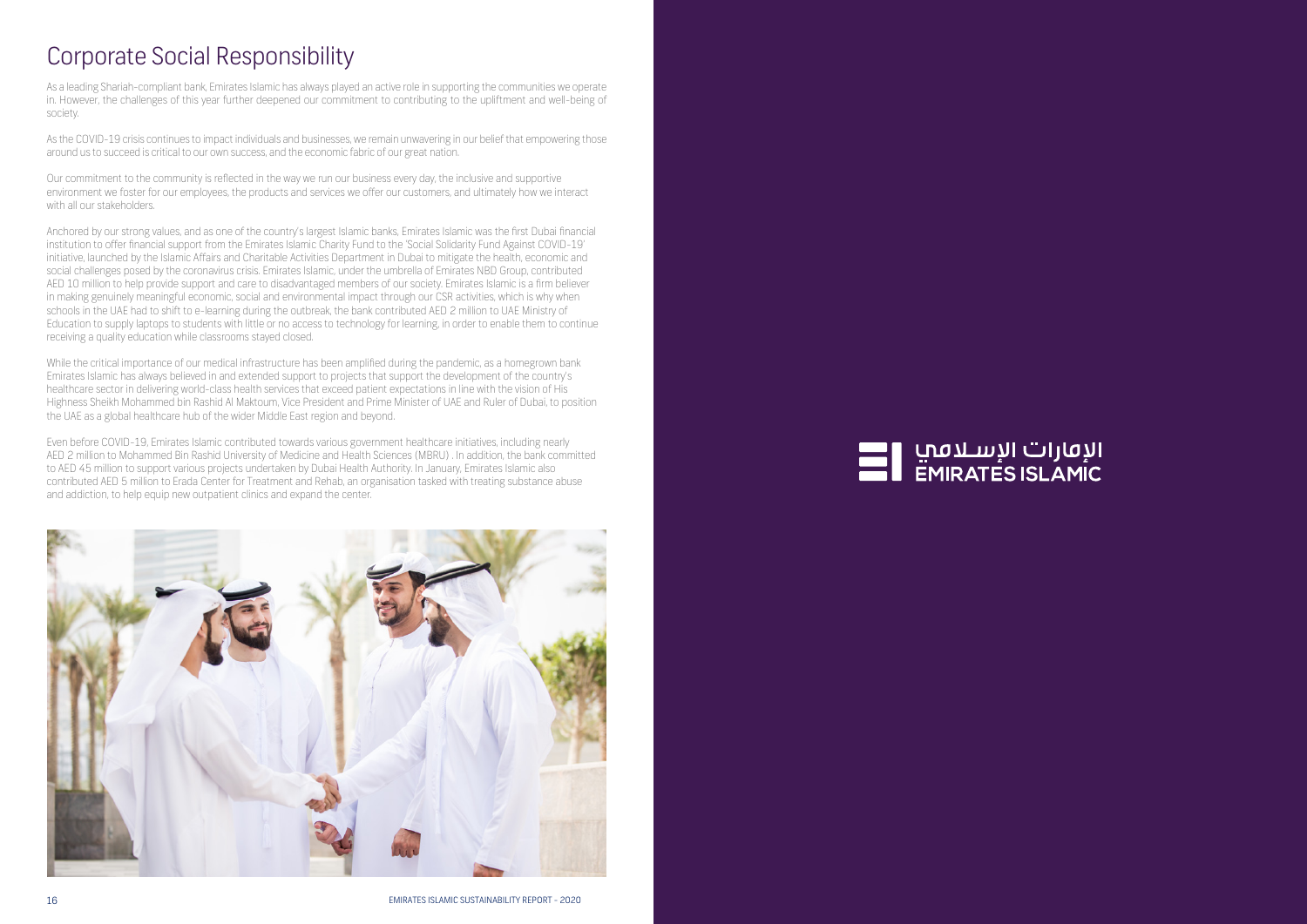# Corporate Social Responsibility

As a leading Shariah-compliant bank, Emirates Islamic has always played an active role in supporting the communities we operate in. However, the challenges of this year further deepened our commitment to contributing to the upliftment and well-being of society.

As the COVID-19 crisis continues to impact individuals and businesses, we remain unwavering in our belief that empowering those around us to succeed is critical to our own success, and the economic fabric of our great nation.

Our commitment to the community is reflected in the way we run our business every day, the inclusive and supportive environment we foster for our employees, the products and services we offer our customers, and ultimately how we interact with all our stakeholders.

Anchored by our strong values, and as one of the country's largest Islamic banks, Emirates Islamic was the first Dubai financial institution to offer financial support from the Emirates Islamic Charity Fund to the 'Social Solidarity Fund Against COVID-19' initiative, launched by the Islamic Affairs and Charitable Activities Department in Dubai to mitigate the health, economic and social challenges posed by the coronavirus crisis. Emirates Islamic, under the umbrella of Emirates NBD Group, contributed AED 10 million to help provide support and care to disadvantaged members of our society. Emirates Islamic is a firm believer in making genuinely meaningful economic, social and environmental impact through our CSR activities, which is why when schools in the UAE had to shift to e-learning during the outbreak, the bank contributed AED 2 million to UAE Ministry of Education to supply laptops to students with little or no access to technology for learning, in order to enable them to continue receiving a quality education while classrooms stayed closed.

While the critical importance of our medical infrastructure has been amplified during the pandemic, as a homegrown bank Emirates Islamic has always believed in and extended support to projects that support the development of the country's healthcare sector in delivering world-class health services that exceed patient expectations in line with the vision of His Highness Sheikh Mohammed bin Rashid Al Maktoum, Vice President and Prime Minister of UAE and Ruler of Dubai, to position the UAE as a global healthcare hub of the wider Middle East region and beyond.

Even before COVID-19, Emirates Islamic contributed towards various government healthcare initiatives, including nearly AED 2 million to Mohammed Bin Rashid University of Medicine and Health Sciences (MBRU) . In addition, the bank committed to AED 45 million to support various projects undertaken by Dubai Health Authority. In January, Emirates Islamic also contributed AED 5 million to Erada Center for Treatment and Rehab, an organisation tasked with treating substance abuse and addiction, to help equip new outpatient clinics and expand the center.

الإمارات الإسلامي
EMIRATES ISLAMIC